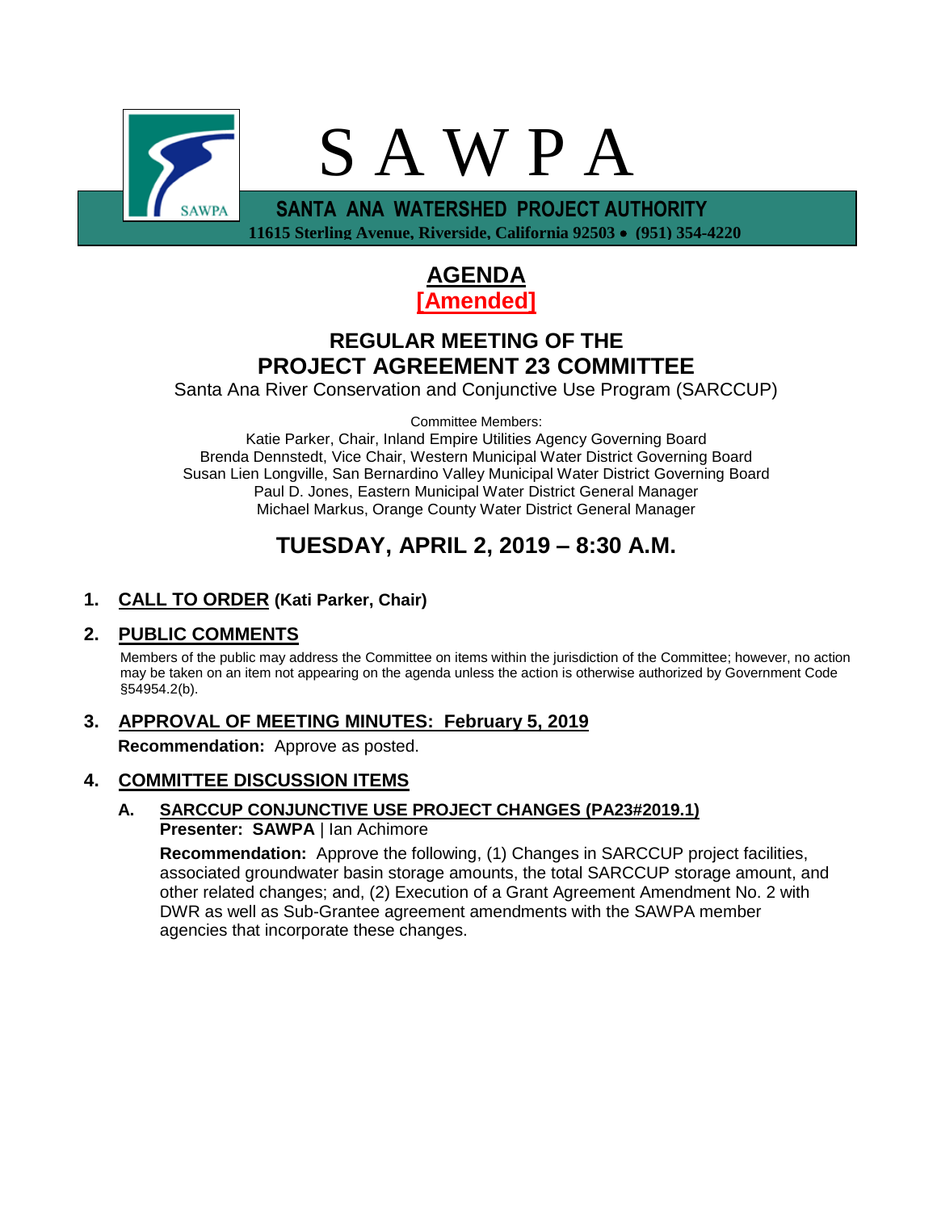# S A W P A

**SANTA ANA WATERSHED PROJECT AUTHORITY**

**11615 Sterling Avenue, Riverside, California 92503 • (951) 354-4220**

# AGENDA

## [Amended]

## REGULAR MEETING OF THE PROJECT AGREEMENT 23 COMMITTEE

Santa Ana River Conservation and Conjunctive Use Program (SARCCUP)

Committee Members:
Katie Parker, Chair, Inland Empire Utilities Agency Governing Board
Brenda Dennstedt, Vice Chair, Western Municipal Water District Governing Board
Susan Lien Longville, San Bernardino Valley Municipal Water District Governing Board
Paul D. Jones, Eastern Municipal Water District General Manager
Michael Markus, Orange County Water District General Manager

## TUESDAY, APRIL 2, 2019 – 8:30 A.M.

### 1. CALL TO ORDER (Kati Parker, Chair)

### 2. PUBLIC COMMENTS

Members of the public may address the Committee on items within the jurisdiction of the Committee; however, no action may be taken on an item not appearing on the agenda unless the action is otherwise authorized by Government Code §54954.2(b).

### 3. APPROVAL OF MEETING MINUTES: February 5, 2019

**Recommendation:** Approve as posted.

### 4. COMMITTEE DISCUSSION ITEMS

**A. SARCCUP CONJUNCTIVE USE PROJECT CHANGES (PA23#2019.1)**
**Presenter: SAWPA** | Ian Achimore

**Recommendation:** Approve the following, (1) Changes in SARCCUP project facilities, associated groundwater basin storage amounts, the total SARCCUP storage amount, and other related changes; and, (2) Execution of a Grant Agreement Amendment No. 2 with DWR as well as Sub-Grantee agreement amendments with the SAWPA member agencies that incorporate these changes.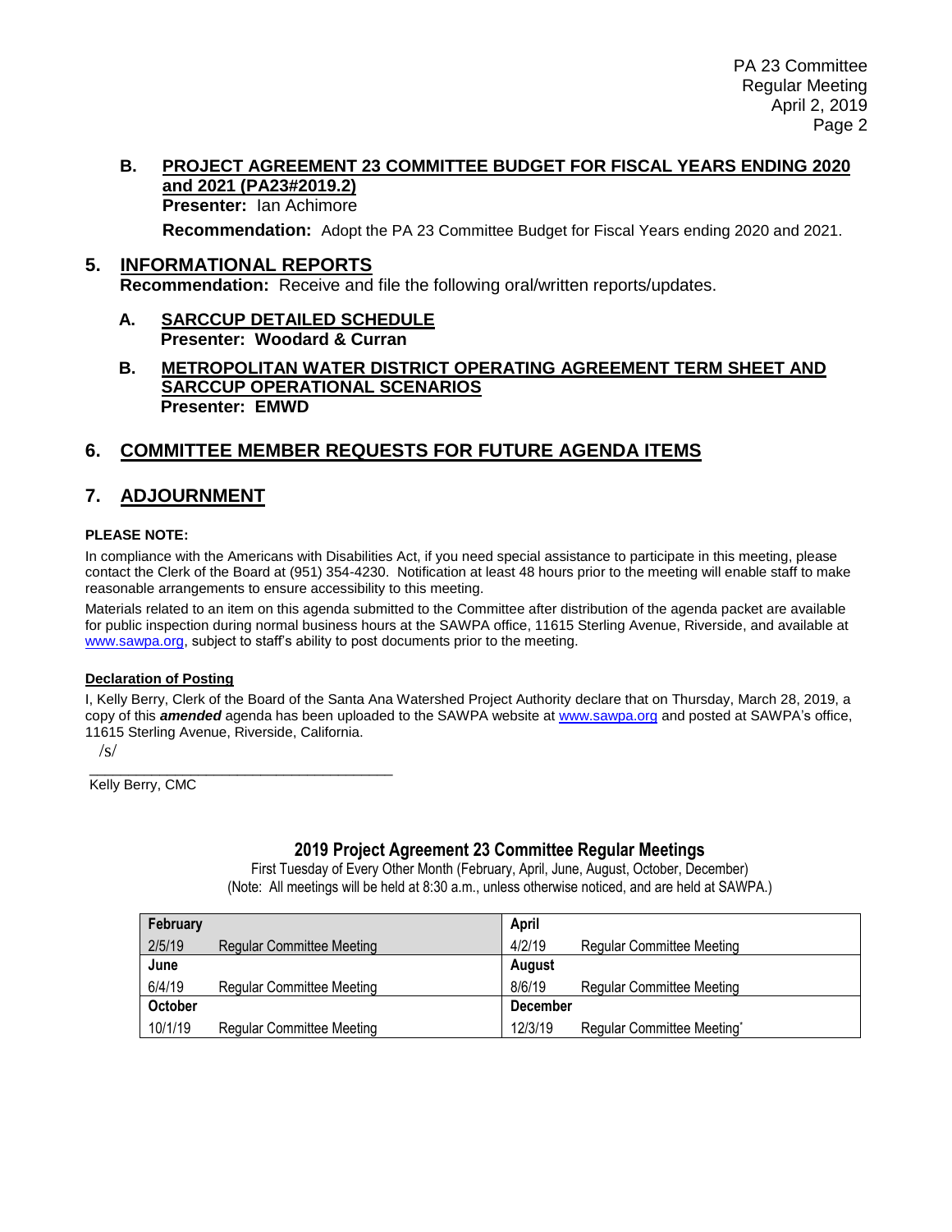**B. PROJECT AGREEMENT 23 COMMITTEE BUDGET FOR FISCAL YEARS ENDING 2020 and 2021 (PA23#2019.2)**
**Presenter:** Ian Achimore

**Recommendation:** Adopt the PA 23 Committee Budget for Fiscal Years ending 2020 and 2021.

## 5. INFORMATIONAL REPORTS

**Recommendation:** Receive and file the following oral/written reports/updates.

**A. SARCCUP DETAILED SCHEDULE**
**Presenter: Woodard & Curran**

**B. METROPOLITAN WATER DISTRICT OPERATING AGREEMENT TERM SHEET AND SARCCUP OPERATIONAL SCENARIOS**
**Presenter: EMWD**

## 6. COMMITTEE MEMBER REQUESTS FOR FUTURE AGENDA ITEMS

## 7. ADJOURNMENT

**PLEASE NOTE:**

In compliance with the Americans with Disabilities Act, if you need special assistance to participate in this meeting, please contact the Clerk of the Board at (951) 354-4230. Notification at least 48 hours prior to the meeting will enable staff to make reasonable arrangements to ensure accessibility to this meeting.

Materials related to an item on this agenda submitted to the Committee after distribution of the agenda packet are available for public inspection during normal business hours at the SAWPA office, 11615 Sterling Avenue, Riverside, and available at www.sawpa.org, subject to staff's ability to post documents prior to the meeting.

**Declaration of Posting**

I, Kelly Berry, Clerk of the Board of the Santa Ana Watershed Project Authority declare that on Thursday, March 28, 2019, a copy of this ***amended*** agenda has been uploaded to the SAWPA website at www.sawpa.org and posted at SAWPA's office, 11615 Sterling Avenue, Riverside, California.

/s/

Kelly Berry, CMC

### 2019 Project Agreement 23 Committee Regular Meetings

First Tuesday of Every Other Month (February, April, June, August, October, December)
(Note: All meetings will be held at 8:30 a.m., unless otherwise noticed, and are held at SAWPA.)

| February | | April | |
|---|---|---|---|
| 2/5/19 | Regular Committee Meeting | 4/2/19 | Regular Committee Meeting |
| **June** | | **August** | |
| 6/4/19 | Regular Committee Meeting | 8/6/19 | Regular Committee Meeting |
| **October** | | **December** | |
| 10/1/19 | Regular Committee Meeting | 12/3/19 | Regular Committee Meeting* |